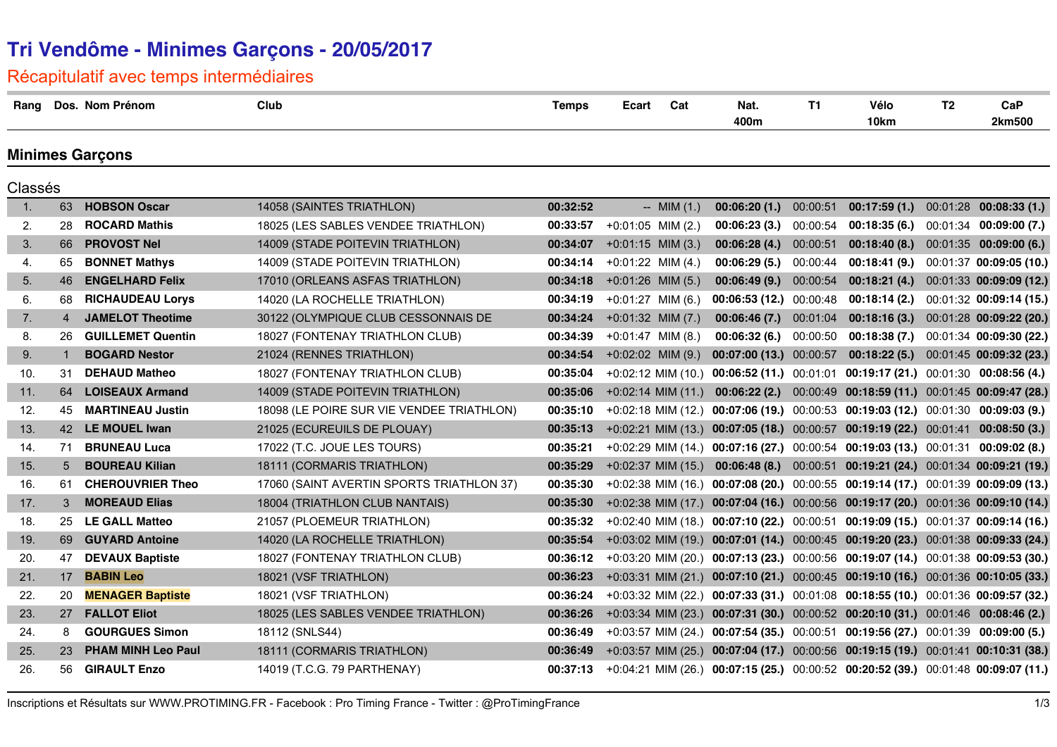# Tri Vendôme - Minimes Garçons - 20/05/2017

## Récapitulatif avec temps intermédiaires

### Minimes Garçons

Classés

| Rang | Dos. | Nom Prénom | Club | Temps | Ecart | Cat | Nat. 400m | T1 | Vélo 10km | T2 | CaP 2km500 |
|---|---|---|---|---|---|---|---|---|---|---|---|
| 1. | 63 | **HOBSON Oscar** | 14058 (SAINTES TRIATHLON) | **00:32:52** | -- | MIM (1.) | **00:06:20 (1.)** | 00:00:51 | **00:17:59 (1.)** | 00:01:28 | **00:08:33 (1.)** |
| 2. | 28 | **ROCARD Mathis** | 18025 (LES SABLES VENDEE TRIATHLON) | **00:33:57** | +0:01:05 | MIM (2.) | **00:06:23 (3.)** | 00:00:54 | **00:18:35 (6.)** | 00:01:34 | **00:09:00 (7.)** |
| 3. | 66 | **PROVOST Nel** | 14009 (STADE POITEVIN TRIATHLON) | **00:34:07** | +0:01:15 | MIM (3.) | **00:06:28 (4.)** | 00:00:51 | **00:18:40 (8.)** | 00:01:35 | **00:09:00 (6.)** |
| 4. | 65 | **BONNET Mathys** | 14009 (STADE POITEVIN TRIATHLON) | **00:34:14** | +0:01:22 | MIM (4.) | **00:06:29 (5.)** | 00:00:44 | **00:18:41 (9.)** | 00:01:37 | **00:09:05 (10.)** |
| 5. | 46 | **ENGELHARD Felix** | 17010 (ORLEANS ASFAS TRIATHLON) | **00:34:18** | +0:01:26 | MIM (5.) | **00:06:49 (9.)** | 00:00:54 | **00:18:21 (4.)** | 00:01:33 | **00:09:09 (12.)** |
| 6. | 68 | **RICHAUDEAU Lorys** | 14020 (LA ROCHELLE TRIATHLON) | **00:34:19** | +0:01:27 | MIM (6.) | **00:06:53 (12.)** | 00:00:48 | **00:18:14 (2.)** | 00:01:32 | **00:09:14 (15.)** |
| 7. | 4 | **JAMELOT Theotime** | 30122 (OLYMPIQUE CLUB CESSONNAIS DE | **00:34:24** | +0:01:32 | MIM (7.) | **00:06:46 (7.)** | 00:01:04 | **00:18:16 (3.)** | 00:01:28 | **00:09:22 (20.)** |
| 8. | 26 | **GUILLEMET Quentin** | 18027 (FONTENAY TRIATHLON CLUB) | **00:34:39** | +0:01:47 | MIM (8.) | **00:06:32 (6.)** | 00:00:50 | **00:18:38 (7.)** | 00:01:34 | **00:09:30 (22.)** |
| 9. | 1 | **BOGARD Nestor** | 21024 (RENNES TRIATHLON) | **00:34:54** | +0:02:02 | MIM (9.) | **00:07:00 (13.)** | 00:00:57 | **00:18:22 (5.)** | 00:01:45 | **00:09:32 (23.)** |
| 10. | 31 | **DEHAUD Matheo** | 18027 (FONTENAY TRIATHLON CLUB) | **00:35:04** | +0:02:12 | MIM (10.) | **00:06:52 (11.)** | 00:01:01 | **00:19:17 (21.)** | 00:01:30 | **00:08:56 (4.)** |
| 11. | 64 | **LOISEAUX Armand** | 14009 (STADE POITEVIN TRIATHLON) | **00:35:06** | +0:02:14 | MIM (11.) | **00:06:22 (2.)** | 00:00:49 | **00:18:59 (11.)** | 00:01:45 | **00:09:47 (28.)** |
| 12. | 45 | **MARTINEAU Justin** | 18098 (LE POIRE SUR VIE VENDEE TRIATHLON) | **00:35:10** | +0:02:18 | MIM (12.) | **00:07:06 (19.)** | 00:00:53 | **00:19:03 (12.)** | 00:01:30 | **00:09:03 (9.)** |
| 13. | 42 | **LE MOUEL Iwan** | 21025 (ECUREUILS DE PLOUAY) | **00:35:13** | +0:02:21 | MIM (13.) | **00:07:05 (18.)** | 00:00:57 | **00:19:19 (22.)** | 00:01:41 | **00:08:50 (3.)** |
| 14. | 71 | **BRUNEAU Luca** | 17022 (T.C. JOUE LES TOURS) | **00:35:21** | +0:02:29 | MIM (14.) | **00:07:16 (27.)** | 00:00:54 | **00:19:03 (13.)** | 00:01:31 | **00:09:02 (8.)** |
| 15. | 5 | **BOUREAU Kilian** | 18111 (CORMARIS TRIATHLON) | **00:35:29** | +0:02:37 | MIM (15.) | **00:06:48 (8.)** | 00:00:51 | **00:19:21 (24.)** | 00:01:34 | **00:09:21 (19.)** |
| 16. | 61 | **CHEROUVRIER Theo** | 17060 (SAINT AVERTIN SPORTS TRIATHLON 37) | **00:35:30** | +0:02:38 | MIM (16.) | **00:07:08 (20.)** | 00:00:55 | **00:19:14 (17.)** | 00:01:39 | **00:09:09 (13.)** |
| 17. | 3 | **MOREAUD Elias** | 18004 (TRIATHLON CLUB NANTAIS) | **00:35:30** | +0:02:38 | MIM (17.) | **00:07:04 (16.)** | 00:00:56 | **00:19:17 (20.)** | 00:01:36 | **00:09:10 (14.)** |
| 18. | 25 | **LE GALL Matteo** | 21057 (PLOEMEUR TRIATHLON) | **00:35:32** | +0:02:40 | MIM (18.) | **00:07:10 (22.)** | 00:00:51 | **00:19:09 (15.)** | 00:01:37 | **00:09:14 (16.)** |
| 19. | 69 | **GUYARD Antoine** | 14020 (LA ROCHELLE TRIATHLON) | **00:35:54** | +0:03:02 | MIM (19.) | **00:07:01 (14.)** | 00:00:45 | **00:19:20 (23.)** | 00:01:38 | **00:09:33 (24.)** |
| 20. | 47 | **DEVAUX Baptiste** | 18027 (FONTENAY TRIATHLON CLUB) | **00:36:12** | +0:03:20 | MIM (20.) | **00:07:13 (23.)** | 00:00:56 | **00:19:07 (14.)** | 00:01:38 | **00:09:53 (30.)** |
| 21. | 17 | **BABIN Leo** | 18021 (VSF TRIATHLON) | **00:36:23** | +0:03:31 | MIM (21.) | **00:07:10 (21.)** | 00:00:45 | **00:19:10 (16.)** | 00:01:36 | **00:10:05 (33.)** |
| 22. | 20 | **MENAGER Baptiste** | 18021 (VSF TRIATHLON) | **00:36:24** | +0:03:32 | MIM (22.) | **00:07:33 (31.)** | 00:01:08 | **00:18:55 (10.)** | 00:01:36 | **00:09:57 (32.)** |
| 23. | 27 | **FALLOT Eliot** | 18025 (LES SABLES VENDEE TRIATHLON) | **00:36:26** | +0:03:34 | MIM (23.) | **00:07:31 (30.)** | 00:00:52 | **00:20:10 (31.)** | 00:01:46 | **00:08:46 (2.)** |
| 24. | 8 | **GOURGUES Simon** | 18112 (SNLS44) | **00:36:49** | +0:03:57 | MIM (24.) | **00:07:54 (35.)** | 00:00:51 | **00:19:56 (27.)** | 00:01:39 | **00:09:00 (5.)** |
| 25. | 23 | **PHAM MINH Leo Paul** | 18111 (CORMARIS TRIATHLON) | **00:36:49** | +0:03:57 | MIM (25.) | **00:07:04 (17.)** | 00:00:56 | **00:19:15 (19.)** | 00:01:41 | **00:10:31 (38.)** |
| 26. | 56 | **GIRAULT Enzo** | 14019 (T.C.G. 79 PARTHENAY) | **00:37:13** | +0:04:21 | MIM (26.) | **00:07:15 (25.)** | 00:00:52 | **00:20:52 (39.)** | 00:01:48 | **00:09:07 (11.)** |

Inscriptions et Résultats sur WWW.PROTIMING.FR - Facebook : Pro Timing France - Twitter : @ProTimingFrance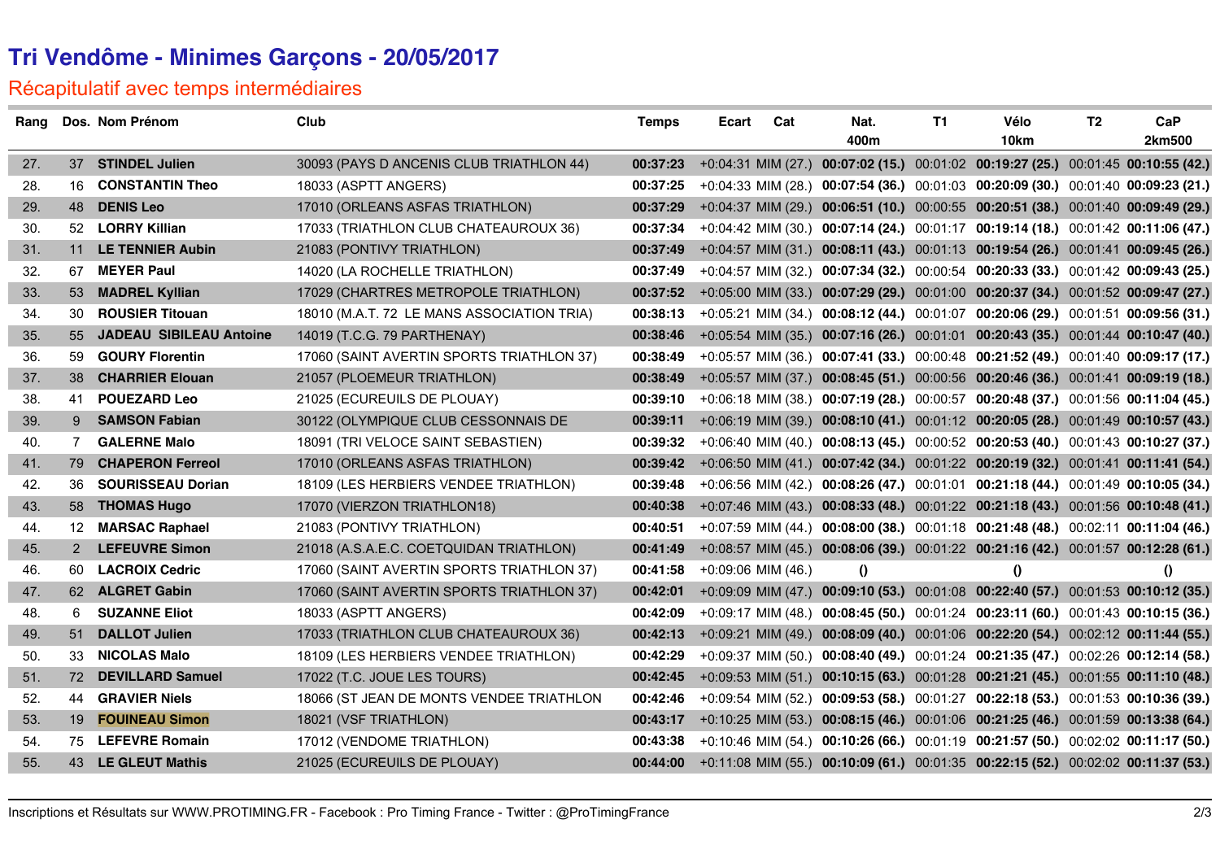# Tri Vendôme - Minimes Garçons - 20/05/2017

## Récapitulatif avec temps intermédiaires

| Rang | Dos. | Nom Prénom | Club | Temps | Ecart | Cat | Nat. 400m | T1 | Vélo 10km | T2 | CaP 2km500 |
|---|---|---|---|---|---|---|---|---|---|---|---|
| 27. | 37 | **STINDEL Julien** | 30093 (PAYS D ANCENIS CLUB TRIATHLON 44) | **00:37:23** | +0:04:31 | MIM (27.) | **00:07:02 (15.)** | 00:01:02 | **00:19:27 (25.)** | 00:01:45 | **00:10:55 (42.)** |
| 28. | 16 | **CONSTANTIN Theo** | 18033 (ASPTT ANGERS) | **00:37:25** | +0:04:33 | MIM (28.) | **00:07:54 (36.)** | 00:01:03 | **00:20:09 (30.)** | 00:01:40 | **00:09:23 (21.)** |
| 29. | 48 | **DENIS Leo** | 17010 (ORLEANS ASFAS TRIATHLON) | **00:37:29** | +0:04:37 | MIM (29.) | **00:06:51 (10.)** | 00:00:55 | **00:20:51 (38.)** | 00:01:40 | **00:09:49 (29.)** |
| 30. | 52 | **LORRY Killian** | 17033 (TRIATHLON CLUB CHATEAUROUX 36) | **00:37:34** | +0:04:42 | MIM (30.) | **00:07:14 (24.)** | 00:01:17 | **00:19:14 (18.)** | 00:01:42 | **00:11:06 (47.)** |
| 31. | 11 | **LE TENNIER Aubin** | 21083 (PONTIVY TRIATHLON) | **00:37:49** | +0:04:57 | MIM (31.) | **00:08:11 (43.)** | 00:01:13 | **00:19:54 (26.)** | 00:01:41 | **00:09:45 (26.)** |
| 32. | 67 | **MEYER Paul** | 14020 (LA ROCHELLE TRIATHLON) | **00:37:49** | +0:04:57 | MIM (32.) | **00:07:34 (32.)** | 00:00:54 | **00:20:33 (33.)** | 00:01:42 | **00:09:43 (25.)** |
| 33. | 53 | **MADREL Kyllian** | 17029 (CHARTRES METROPOLE TRIATHLON) | **00:37:52** | +0:05:00 | MIM (33.) | **00:07:29 (29.)** | 00:01:00 | **00:20:37 (34.)** | 00:01:52 | **00:09:47 (27.)** |
| 34. | 30 | **ROUSIER Titouan** | 18010 (M.A.T. 72 LE MANS ASSOCIATION TRIA) | **00:38:13** | +0:05:21 | MIM (34.) | **00:08:12 (44.)** | 00:01:07 | **00:20:06 (29.)** | 00:01:51 | **00:09:56 (31.)** |
| 35. | 55 | **JADEAU SIBILEAU Antoine** | 14019 (T.C.G. 79 PARTHENAY) | **00:38:46** | +0:05:54 | MIM (35.) | **00:07:16 (26.)** | 00:01:01 | **00:20:43 (35.)** | 00:01:44 | **00:10:47 (40.)** |
| 36. | 59 | **GOURY Florentin** | 17060 (SAINT AVERTIN SPORTS TRIATHLON 37) | **00:38:49** | +0:05:57 | MIM (36.) | **00:07:41 (33.)** | 00:00:48 | **00:21:52 (49.)** | 00:01:40 | **00:09:17 (17.)** |
| 37. | 38 | **CHARRIER Elouan** | 21057 (PLOEMEUR TRIATHLON) | **00:38:49** | +0:05:57 | MIM (37.) | **00:08:45 (51.)** | 00:00:56 | **00:20:46 (36.)** | 00:01:41 | **00:09:19 (18.)** |
| 38. | 41 | **POUEZARD Leo** | 21025 (ECUREUILS DE PLOUAY) | **00:39:10** | +0:06:18 | MIM (38.) | **00:07:19 (28.)** | 00:00:57 | **00:20:48 (37.)** | 00:01:56 | **00:11:04 (45.)** |
| 39. | 9 | **SAMSON Fabian** | 30122 (OLYMPIQUE CLUB CESSONNAIS DE | **00:39:11** | +0:06:19 | MIM (39.) | **00:08:10 (41.)** | 00:01:12 | **00:20:05 (28.)** | 00:01:49 | **00:10:57 (43.)** |
| 40. | 7 | **GALERNE Malo** | 18091 (TRI VELOCE SAINT SEBASTIEN) | **00:39:32** | +0:06:40 | MIM (40.) | **00:08:13 (45.)** | 00:00:52 | **00:20:53 (40.)** | 00:01:43 | **00:10:27 (37.)** |
| 41. | 79 | **CHAPERON Ferreol** | 17010 (ORLEANS ASFAS TRIATHLON) | **00:39:42** | +0:06:50 | MIM (41.) | **00:07:42 (34.)** | 00:01:22 | **00:20:19 (32.)** | 00:01:41 | **00:11:41 (54.)** |
| 42. | 36 | **SOURISSEAU Dorian** | 18109 (LES HERBIERS VENDEE TRIATHLON) | **00:39:48** | +0:06:56 | MIM (42.) | **00:08:26 (47.)** | 00:01:01 | **00:21:18 (44.)** | 00:01:49 | **00:10:05 (34.)** |
| 43. | 58 | **THOMAS Hugo** | 17070 (VIERZON TRIATHLON18) | **00:40:38** | +0:07:46 | MIM (43.) | **00:08:33 (48.)** | 00:01:22 | **00:21:18 (43.)** | 00:01:56 | **00:10:48 (41.)** |
| 44. | 12 | **MARSAC Raphael** | 21083 (PONTIVY TRIATHLON) | **00:40:51** | +0:07:59 | MIM (44.) | **00:08:00 (38.)** | 00:01:18 | **00:21:48 (48.)** | 00:02:11 | **00:11:04 (46.)** |
| 45. | 2 | **LEFEUVRE Simon** | 21018 (A.S.A.E.C. COETQUIDAN TRIATHLON) | **00:41:49** | +0:08:57 | MIM (45.) | **00:08:06 (39.)** | 00:01:22 | **00:21:16 (42.)** | 00:01:57 | **00:12:28 (61.)** |
| 46. | 60 | **LACROIX Cedric** | 17060 (SAINT AVERTIN SPORTS TRIATHLON 37) | **00:41:58** | +0:09:06 | MIM (46.) | **()** | | **()** | | **()** |
| 47. | 62 | **ALGRET Gabin** | 17060 (SAINT AVERTIN SPORTS TRIATHLON 37) | **00:42:01** | +0:09:09 | MIM (47.) | **00:09:10 (53.)** | 00:01:08 | **00:22:40 (57.)** | 00:01:53 | **00:10:12 (35.)** |
| 48. | 6 | **SUZANNE Eliot** | 18033 (ASPTT ANGERS) | **00:42:09** | +0:09:17 | MIM (48.) | **00:08:45 (50.)** | 00:01:24 | **00:23:11 (60.)** | 00:01:43 | **00:10:15 (36.)** |
| 49. | 51 | **DALLOT Julien** | 17033 (TRIATHLON CLUB CHATEAUROUX 36) | **00:42:13** | +0:09:21 | MIM (49.) | **00:08:09 (40.)** | 00:01:06 | **00:22:20 (54.)** | 00:02:12 | **00:11:44 (55.)** |
| 50. | 33 | **NICOLAS Malo** | 18109 (LES HERBIERS VENDEE TRIATHLON) | **00:42:29** | +0:09:37 | MIM (50.) | **00:08:40 (49.)** | 00:01:24 | **00:21:35 (47.)** | 00:02:26 | **00:12:14 (58.)** |
| 51. | 72 | **DEVILLARD Samuel** | 17022 (T.C. JOUE LES TOURS) | **00:42:45** | +0:09:53 | MIM (51.) | **00:10:15 (63.)** | 00:01:28 | **00:21:21 (45.)** | 00:01:55 | **00:11:10 (48.)** |
| 52. | 44 | **GRAVIER Niels** | 18066 (ST JEAN DE MONTS VENDEE TRIATHLON | **00:42:46** | +0:09:54 | MIM (52.) | **00:09:53 (58.)** | 00:01:27 | **00:22:18 (53.)** | 00:01:53 | **00:10:36 (39.)** |
| 53. | 19 | **FOUINEAU Simon** | 18021 (VSF TRIATHLON) | **00:43:17** | +0:10:25 | MIM (53.) | **00:08:15 (46.)** | 00:01:06 | **00:21:25 (46.)** | 00:01:59 | **00:13:38 (64.)** |
| 54. | 75 | **LEFEVRE Romain** | 17012 (VENDOME TRIATHLON) | **00:43:38** | +0:10:46 | MIM (54.) | **00:10:26 (66.)** | 00:01:19 | **00:21:57 (50.)** | 00:02:02 | **00:11:17 (50.)** |
| 55. | 43 | **LE GLEUT Mathis** | 21025 (ECUREUILS DE PLOUAY) | **00:44:00** | +0:11:08 | MIM (55.) | **00:10:09 (61.)** | 00:01:35 | **00:22:15 (52.)** | 00:02:02 | **00:11:37 (53.)** |

Inscriptions et Résultats sur WWW.PROTIMING.FR - Facebook : Pro Timing France - Twitter : @ProTimingFrance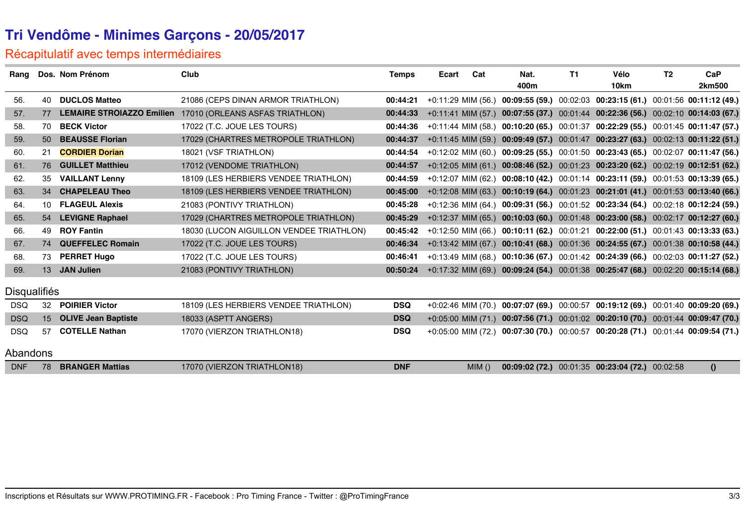# Tri Vendôme - Minimes Garçons - 20/05/2017

## Récapitulatif avec temps intermédiaires

| Rang | Dos. | Nom Prénom | Club | Temps | Ecart | Cat | Nat. 400m | T1 | Vélo 10km | T2 | CaP 2km500 |
|---|---|---|---|---|---|---|---|---|---|---|---|
| 56. | 40 | **DUCLOS Matteo** | 21086 (CEPS DINAN ARMOR TRIATHLON) | **00:44:21** | +0:11:29 | MIM (56.) | **00:09:55 (59.)** | 00:02:03 | **00:23:15 (61.)** | 00:01:56 | **00:11:12 (49.)** |
| 57. | 77 | **LEMAIRE STROIAZZO Emilien** | 17010 (ORLEANS ASFAS TRIATHLON) | **00:44:33** | +0:11:41 | MIM (57.) | **00:07:55 (37.)** | 00:01:44 | **00:22:36 (56.)** | 00:02:10 | **00:14:03 (67.)** |
| 58. | 70 | **BECK Victor** | 17022 (T.C. JOUE LES TOURS) | **00:44:36** | +0:11:44 | MIM (58.) | **00:10:20 (65.)** | 00:01:37 | **00:22:29 (55.)** | 00:01:45 | **00:11:47 (57.)** |
| 59. | 50 | **BEAUSSE Florian** | 17029 (CHARTRES METROPOLE TRIATHLON) | **00:44:37** | +0:11:45 | MIM (59.) | **00:09:49 (57.)** | 00:01:47 | **00:23:27 (63.)** | 00:02:13 | **00:11:22 (51.)** |
| 60. | 21 | **CORDIER Dorian** | 18021 (VSF TRIATHLON) | **00:44:54** | +0:12:02 | MIM (60.) | **00:09:25 (55.)** | 00:01:50 | **00:23:43 (65.)** | 00:02:07 | **00:11:47 (56.)** |
| 61. | 76 | **GUILLET Matthieu** | 17012 (VENDOME TRIATHLON) | **00:44:57** | +0:12:05 | MIM (61.) | **00:08:46 (52.)** | 00:01:23 | **00:23:20 (62.)** | 00:02:19 | **00:12:51 (62.)** |
| 62. | 35 | **VAILLANT Lenny** | 18109 (LES HERBIERS VENDEE TRIATHLON) | **00:44:59** | +0:12:07 | MIM (62.) | **00:08:10 (42.)** | 00:01:14 | **00:23:11 (59.)** | 00:01:53 | **00:13:39 (65.)** |
| 63. | 34 | **CHAPELEAU Theo** | 18109 (LES HERBIERS VENDEE TRIATHLON) | **00:45:00** | +0:12:08 | MIM (63.) | **00:10:19 (64.)** | 00:01:23 | **00:21:01 (41.)** | 00:01:53 | **00:13:40 (66.)** |
| 64. | 10 | **FLAGEUL Alexis** | 21083 (PONTIVY TRIATHLON) | **00:45:28** | +0:12:36 | MIM (64.) | **00:09:31 (56.)** | 00:01:52 | **00:23:34 (64.)** | 00:02:18 | **00:12:24 (59.)** |
| 65. | 54 | **LEVIGNE Raphael** | 17029 (CHARTRES METROPOLE TRIATHLON) | **00:45:29** | +0:12:37 | MIM (65.) | **00:10:03 (60.)** | 00:01:48 | **00:23:00 (58.)** | 00:02:17 | **00:12:27 (60.)** |
| 66. | 49 | **ROY Fantin** | 18030 (LUCON AIGUILLON VENDEE TRIATHLON) | **00:45:42** | +0:12:50 | MIM (66.) | **00:10:11 (62.)** | 00:01:21 | **00:22:00 (51.)** | 00:01:43 | **00:13:33 (63.)** |
| 67. | 74 | **QUEFFELEC Romain** | 17022 (T.C. JOUE LES TOURS) | **00:46:34** | +0:13:42 | MIM (67.) | **00:10:41 (68.)** | 00:01:36 | **00:24:55 (67.)** | 00:01:38 | **00:10:58 (44.)** |
| 68. | 73 | **PERRET Hugo** | 17022 (T.C. JOUE LES TOURS) | **00:46:41** | +0:13:49 | MIM (68.) | **00:10:36 (67.)** | 00:01:42 | **00:24:39 (66.)** | 00:02:03 | **00:11:27 (52.)** |
| 69. | 13 | **JAN Julien** | 21083 (PONTIVY TRIATHLON) | **00:50:24** | +0:17:32 | MIM (69.) | **00:09:24 (54.)** | 00:01:38 | **00:25:47 (68.)** | 00:02:20 | **00:15:14 (68.)** |

### Disqualifiés

| Rang | Dos. | Nom Prénom | Club | Temps | Ecart | Cat | Nat. 400m | T1 | Vélo 10km | T2 | CaP 2km500 |
|---|---|---|---|---|---|---|---|---|---|---|---|
| DSQ | 32 | **POIRIER Victor** | 18109 (LES HERBIERS VENDEE TRIATHLON) | **DSQ** | +0:02:46 | MIM (70.) | **00:07:07 (69.)** | 00:00:57 | **00:19:12 (69.)** | 00:01:40 | **00:09:20 (69.)** |
| DSQ | 15 | **OLIVE Jean Baptiste** | 18033 (ASPTT ANGERS) | **DSQ** | +0:05:00 | MIM (71.) | **00:07:56 (71.)** | 00:01:02 | **00:20:10 (70.)** | 00:01:44 | **00:09:47 (70.)** |
| DSQ | 57 | **COTELLE Nathan** | 17070 (VIERZON TRIATHLON18) | **DSQ** | +0:05:00 | MIM (72.) | **00:07:30 (70.)** | 00:00:57 | **00:20:28 (71.)** | 00:01:44 | **00:09:54 (71.)** |

### Abandons

| Rang | Dos. | Nom Prénom | Club | Temps | Ecart | Cat | Nat. 400m | T1 | Vélo 10km | T2 | CaP 2km500 |
|---|---|---|---|---|---|---|---|---|---|---|---|
| DNF | 78 | **BRANGER Mattias** | 17070 (VIERZON TRIATHLON18) | **DNF** | | MIM () | **00:09:02 (72.)** | 00:01:35 | **00:23:04 (72.)** | 00:02:58 | **()** |

Inscriptions et Résultats sur WWW.PROTIMING.FR - Facebook : Pro Timing France - Twitter : @ProTimingFrance